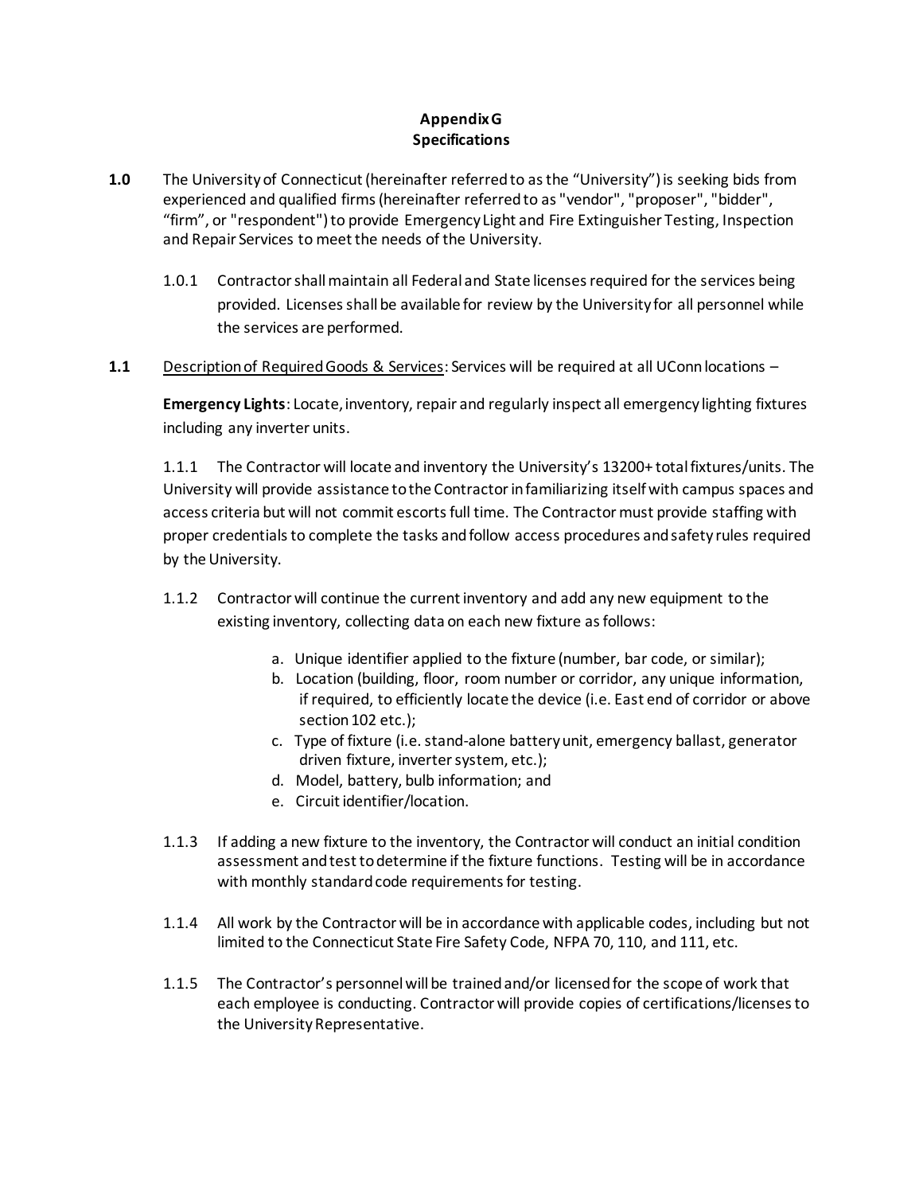# Appendix G
# Specifications

**1.0** The University of Connecticut (hereinafter referred to as the "University") is seeking bids from experienced and qualified firms (hereinafter referred to as "vendor", "proposer", "bidder", "firm", or "respondent") to provide Emergency Light and Fire Extinguisher Testing, Inspection and Repair Services to meet the needs of the University.

1.0.1 Contractor shall maintain all Federal and State licenses required for the services being provided. Licenses shall be available for review by the University for all personnel while the services are performed.

**1.1** Description of Required Goods & Services: Services will be required at all UConn locations –

**Emergency Lights**: Locate, inventory, repair and regularly inspect all emergency lighting fixtures including any inverter units.

1.1.1 The Contractor will locate and inventory the University's 13200+ total fixtures/units. The University will provide assistance to the Contractor in familiarizing itself with campus spaces and access criteria but will not commit escorts full time. The Contractor must provide staffing with proper credentials to complete the tasks and follow access procedures and safety rules required by the University.

1.1.2 Contractor will continue the current inventory and add any new equipment to the existing inventory, collecting data on each new fixture as follows:

a. Unique identifier applied to the fixture (number, bar code, or similar);
b. Location (building, floor, room number or corridor, any unique information, if required, to efficiently locate the device (i.e. East end of corridor or above section 102 etc.);
c. Type of fixture (i.e. stand-alone battery unit, emergency ballast, generator driven fixture, inverter system, etc.);
d. Model, battery, bulb information; and
e. Circuit identifier/location.

1.1.3 If adding a new fixture to the inventory, the Contractor will conduct an initial condition assessment and test to determine if the fixture functions. Testing will be in accordance with monthly standard code requirements for testing.

1.1.4 All work by the Contractor will be in accordance with applicable codes, including but not limited to the Connecticut State Fire Safety Code, NFPA 70, 110, and 111, etc.

1.1.5 The Contractor's personnel will be trained and/or licensed for the scope of work that each employee is conducting. Contractor will provide copies of certifications/licenses to the University Representative.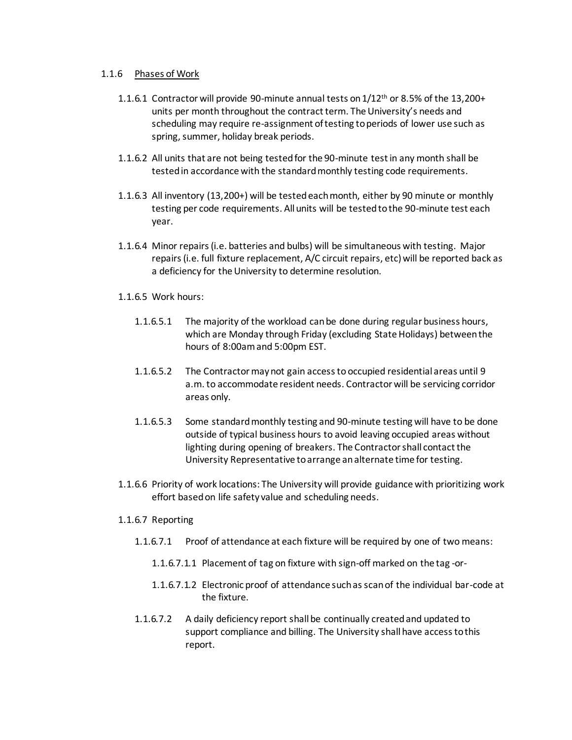1.1.6 <u>Phases of Work</u>

1.1.6.1 Contractor will provide 90-minute annual tests on 1/12th or 8.5% of the 13,200+ units per month throughout the contract term. The University's needs and scheduling may require re-assignment of testing to periods of lower use such as spring, summer, holiday break periods.

1.1.6.2 All units that are not being tested for the 90-minute test in any month shall be tested in accordance with the standard monthly testing code requirements.

1.1.6.3 All inventory (13,200+) will be tested each month, either by 90 minute or monthly testing per code requirements. All units will be tested to the 90-minute test each year.

1.1.6.4 Minor repairs (i.e. batteries and bulbs) will be simultaneous with testing. Major repairs (i.e. full fixture replacement, A/C circuit repairs, etc) will be reported back as a deficiency for the University to determine resolution.

1.1.6.5 Work hours:

1.1.6.5.1 The majority of the workload can be done during regular business hours, which are Monday through Friday (excluding State Holidays) between the hours of 8:00am and 5:00pm EST.

1.1.6.5.2 The Contractor may not gain access to occupied residential areas until 9 a.m. to accommodate resident needs. Contractor will be servicing corridor areas only.

1.1.6.5.3 Some standard monthly testing and 90-minute testing will have to be done outside of typical business hours to avoid leaving occupied areas without lighting during opening of breakers. The Contractor shall contact the University Representative to arrange an alternate time for testing.

1.1.6.6 Priority of work locations: The University will provide guidance with prioritizing work effort based on life safety value and scheduling needs.

1.1.6.7 Reporting

1.1.6.7.1 Proof of attendance at each fixture will be required by one of two means:

1.1.6.7.1.1 Placement of tag on fixture with sign-off marked on the tag -or-

1.1.6.7.1.2 Electronic proof of attendance such as scan of the individual bar-code at the fixture.

1.1.6.7.2 A daily deficiency report shall be continually created and updated to support compliance and billing. The University shall have access to this report.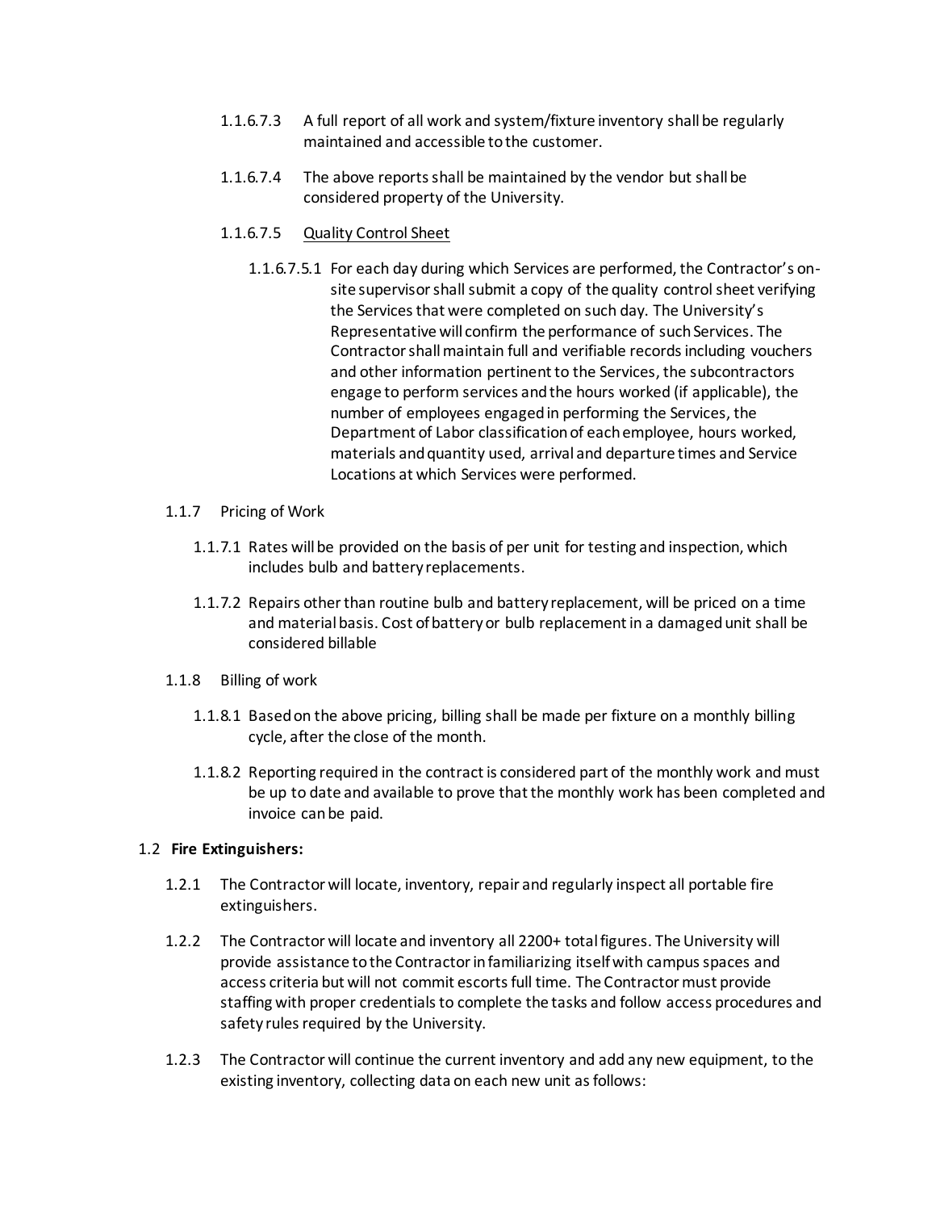1.1.6.7.3 A full report of all work and system/fixture inventory shall be regularly maintained and accessible to the customer.

1.1.6.7.4 The above reports shall be maintained by the vendor but shall be considered property of the University.

1.1.6.7.5 <u>Quality Control Sheet</u>

1.1.6.7.5.1 For each day during which Services are performed, the Contractor's on-site supervisor shall submit a copy of the quality control sheet verifying the Services that were completed on such day. The University's Representative will confirm the performance of such Services. The Contractor shall maintain full and verifiable records including vouchers and other information pertinent to the Services, the subcontractors engage to perform services and the hours worked (if applicable), the number of employees engaged in performing the Services, the Department of Labor classification of each employee, hours worked, materials and quantity used, arrival and departure times and Service Locations at which Services were performed.

1.1.7 Pricing of Work

1.1.7.1 Rates will be provided on the basis of per unit for testing and inspection, which includes bulb and battery replacements.

1.1.7.2 Repairs other than routine bulb and battery replacement, will be priced on a time and material basis. Cost of battery or bulb replacement in a damaged unit shall be considered billable

1.1.8 Billing of work

1.1.8.1 Based on the above pricing, billing shall be made per fixture on a monthly billing cycle, after the close of the month.

1.1.8.2 Reporting required in the contract is considered part of the monthly work and must be up to date and available to prove that the monthly work has been completed and invoice can be paid.

1.2 **Fire Extinguishers:**

1.2.1 The Contractor will locate, inventory, repair and regularly inspect all portable fire extinguishers.

1.2.2 The Contractor will locate and inventory all 2200+ total figures. The University will provide assistance to the Contractor in familiarizing itself with campus spaces and access criteria but will not commit escorts full time. The Contractor must provide staffing with proper credentials to complete the tasks and follow access procedures and safety rules required by the University.

1.2.3 The Contractor will continue the current inventory and add any new equipment, to the existing inventory, collecting data on each new unit as follows: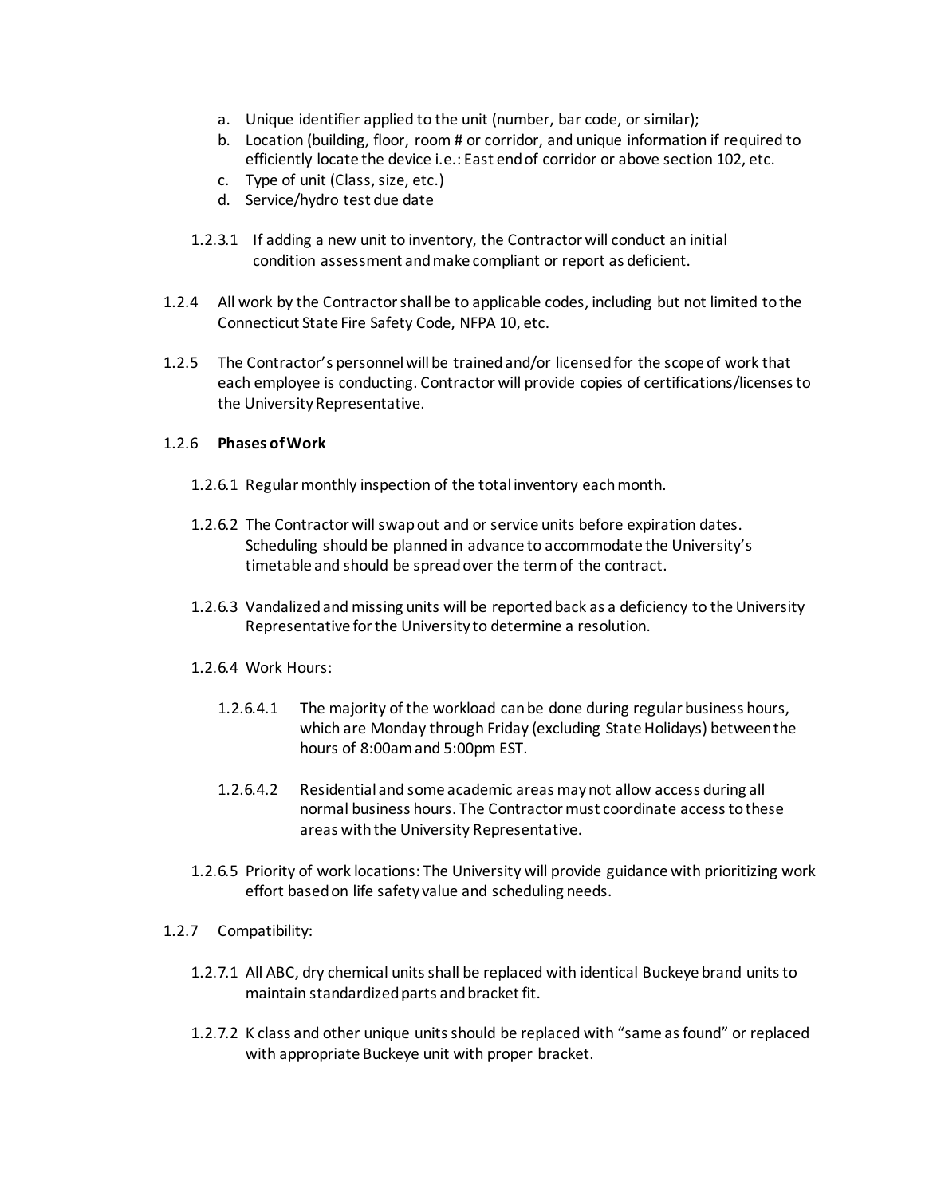a. Unique identifier applied to the unit (number, bar code, or similar);
b. Location (building, floor, room # or corridor, and unique information if required to efficiently locate the device i.e.: East end of corridor or above section 102, etc.
c. Type of unit (Class, size, etc.)
d. Service/hydro test due date

1.2.3.1 If adding a new unit to inventory, the Contractor will conduct an initial condition assessment and make compliant or report as deficient.

1.2.4 All work by the Contractor shall be to applicable codes, including but not limited to the Connecticut State Fire Safety Code, NFPA 10, etc.

1.2.5 The Contractor's personnel will be trained and/or licensed for the scope of work that each employee is conducting. Contractor will provide copies of certifications/licenses to the University Representative.

1.2.6 **Phases of Work**

1.2.6.1 Regular monthly inspection of the total inventory each month.

1.2.6.2 The Contractor will swap out and or service units before expiration dates. Scheduling should be planned in advance to accommodate the University's timetable and should be spread over the term of the contract.

1.2.6.3 Vandalized and missing units will be reported back as a deficiency to the University Representative for the University to determine a resolution.

1.2.6.4 Work Hours:

1.2.6.4.1 The majority of the workload can be done during regular business hours, which are Monday through Friday (excluding State Holidays) between the hours of 8:00am and 5:00pm EST.

1.2.6.4.2 Residential and some academic areas may not allow access during all normal business hours. The Contractor must coordinate access to these areas with the University Representative.

1.2.6.5 Priority of work locations: The University will provide guidance with prioritizing work effort based on life safety value and scheduling needs.

1.2.7 Compatibility:

1.2.7.1 All ABC, dry chemical units shall be replaced with identical Buckeye brand units to maintain standardized parts and bracket fit.

1.2.7.2 K class and other unique units should be replaced with "same as found" or replaced with appropriate Buckeye unit with proper bracket.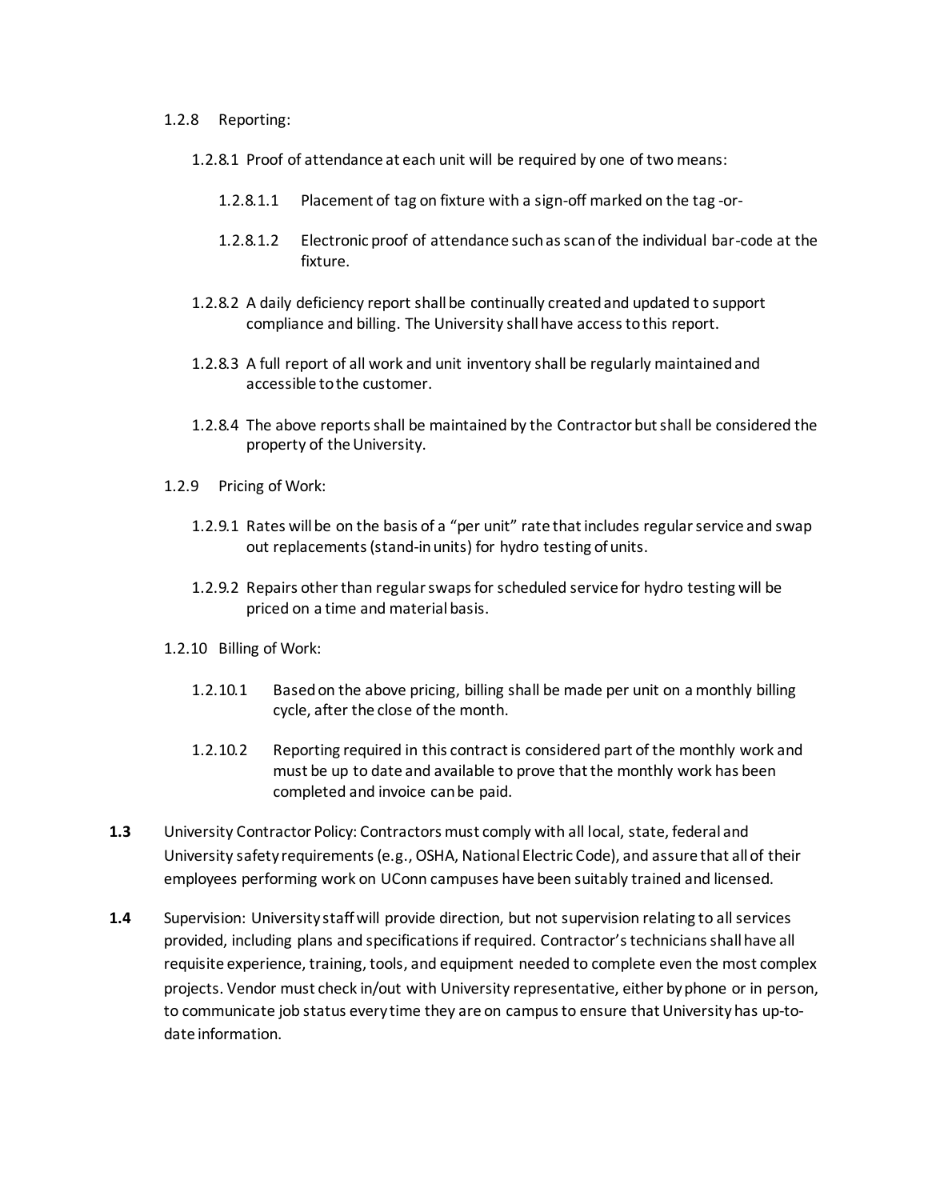1.2.8 Reporting:

1.2.8.1 Proof of attendance at each unit will be required by one of two means:

1.2.8.1.1 Placement of tag on fixture with a sign-off marked on the tag -or-

1.2.8.1.2 Electronic proof of attendance such as scan of the individual bar-code at the fixture.

1.2.8.2 A daily deficiency report shall be continually created and updated to support compliance and billing. The University shall have access to this report.

1.2.8.3 A full report of all work and unit inventory shall be regularly maintained and accessible to the customer.

1.2.8.4 The above reports shall be maintained by the Contractor but shall be considered the property of the University.

1.2.9 Pricing of Work:

1.2.9.1 Rates will be on the basis of a "per unit" rate that includes regular service and swap out replacements (stand-in units) for hydro testing of units.

1.2.9.2 Repairs other than regular swaps for scheduled service for hydro testing will be priced on a time and material basis.

1.2.10 Billing of Work:

1.2.10.1 Based on the above pricing, billing shall be made per unit on a monthly billing cycle, after the close of the month.

1.2.10.2 Reporting required in this contract is considered part of the monthly work and must be up to date and available to prove that the monthly work has been completed and invoice can be paid.

**1.3** University Contractor Policy: Contractors must comply with all local, state, federal and University safety requirements (e.g., OSHA, National Electric Code), and assure that all of their employees performing work on UConn campuses have been suitably trained and licensed.

**1.4** Supervision: University staff will provide direction, but not supervision relating to all services provided, including plans and specifications if required. Contractor's technicians shall have all requisite experience, training, tools, and equipment needed to complete even the most complex projects. Vendor must check in/out with University representative, either by phone or in person, to communicate job status every time they are on campus to ensure that University has up-to-date information.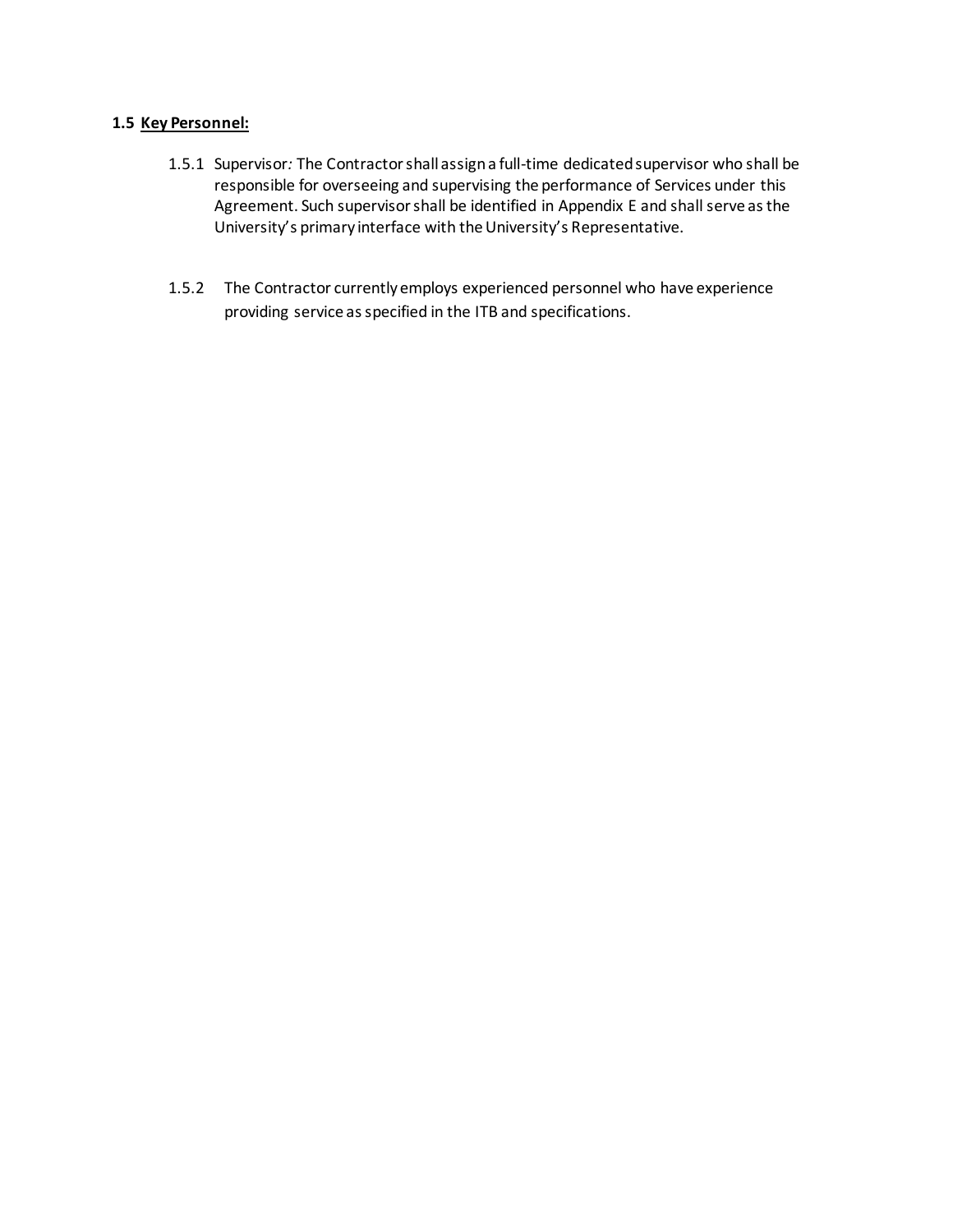### 1.5 <u>Key Personnel:</u>

1.5.1 Supervisor*:* The Contractor shall assign a full-time dedicated supervisor who shall be responsible for overseeing and supervising the performance of Services under this Agreement. Such supervisor shall be identified in Appendix E and shall serve as the University's primary interface with the University's Representative.

1.5.2 The Contractor currently employs experienced personnel who have experience providing service as specified in the ITB and specifications.